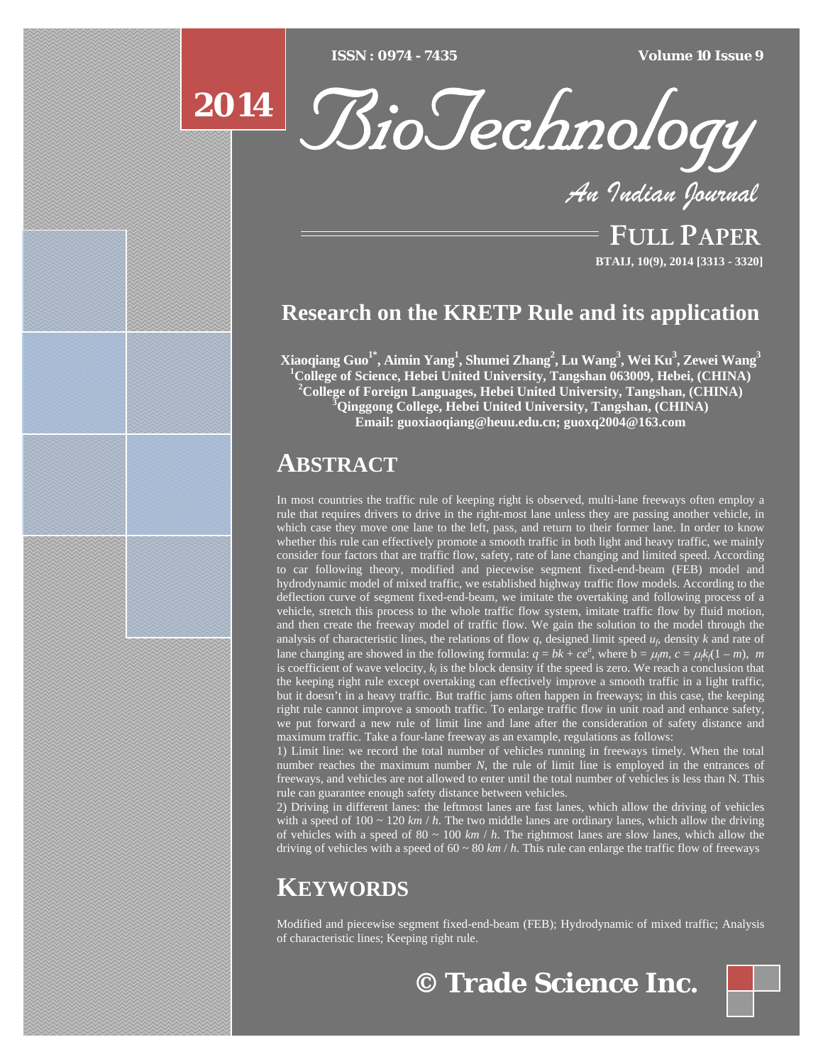# Research on the KRETP Rule and its application

**Xiaoqiang Guo[1*], Aimin Yang[1], Shumei Zhang[2], Lu Wang[3], Wei Ku[3], Zewei Wang[3]**
**[1]College of Science, Hebei United University, Tangshan 063009, Hebei, (CHINA)**
**[2]College of Foreign Languages, Hebei United University, Tangshan, (CHINA)**
**[3]Qinggong College, Hebei United University, Tangshan, (CHINA)**
**Email: guoxiaoqiang@heuu.edu.cn; guoxq2004@163.com**

## ABSTRACT

In most countries the traffic rule of keeping right is observed, multi-lane freeways often employ a rule that requires drivers to drive in the right-most lane unless they are passing another vehicle, in which case they move one lane to the left, pass, and return to their former lane. In order to know whether this rule can effectively promote a smooth traffic in both light and heavy traffic, we mainly consider four factors that are traffic flow, safety, rate of lane changing and limited speed. According to car following theory, modified and piecewise segment fixed-end-beam (FEB) model and hydrodynamic model of mixed traffic, we established highway traffic flow models. According to the deflection curve of segment fixed-end-beam, we imitate the overtaking and following process of a vehicle, stretch this process to the whole traffic flow system, imitate traffic flow by fluid motion, and then create the freeway model of traffic flow. We gain the solution to the model through the analysis of characteristic lines, the relations of flow $q$, designed limit speed $u_f$, density $k$ and rate of lane changing are showed in the following formula: $q = bk + ce^a$, where $b = \mu_f m$, $c = \mu_f k_j(1 - m)$, $m$ is coefficient of wave velocity, $k_j$ is the block density if the speed is zero. We reach a conclusion that the keeping right rule except overtaking can effectively improve a smooth traffic in a light traffic, but it doesn't in a heavy traffic. But traffic jams often happen in freeways; in this case, the keeping right rule cannot improve a smooth traffic. To enlarge traffic flow in unit road and enhance safety, we put forward a new rule of limit line and lane after the consideration of safety distance and maximum traffic. Take a four-lane freeway as an example, regulations as follows:

1) Limit line: we record the total number of vehicles running in freeways timely. When the total number reaches the maximum number $N$, the rule of limit line is employed in the entrances of freeways, and vehicles are not allowed to enter until the total number of vehicles is less than N. This rule can guarantee enough safety distance between vehicles.

2) Driving in different lanes: the leftmost lanes are fast lanes, which allow the driving of vehicles with a speed of 100 ~ 120 $km$ / $h$. The two middle lanes are ordinary lanes, which allow the driving of vehicles with a speed of 80 ~ 100 $km$ / $h$. The rightmost lanes are slow lanes, which allow the driving of vehicles with a speed of 60 ~ 80 $km$ / $h$. This rule can enlarge the traffic flow of freeways

## KEYWORDS

Modified and piecewise segment fixed-end-beam (FEB); Hydrodynamic of mixed traffic; Analysis of characteristic lines; Keeping right rule.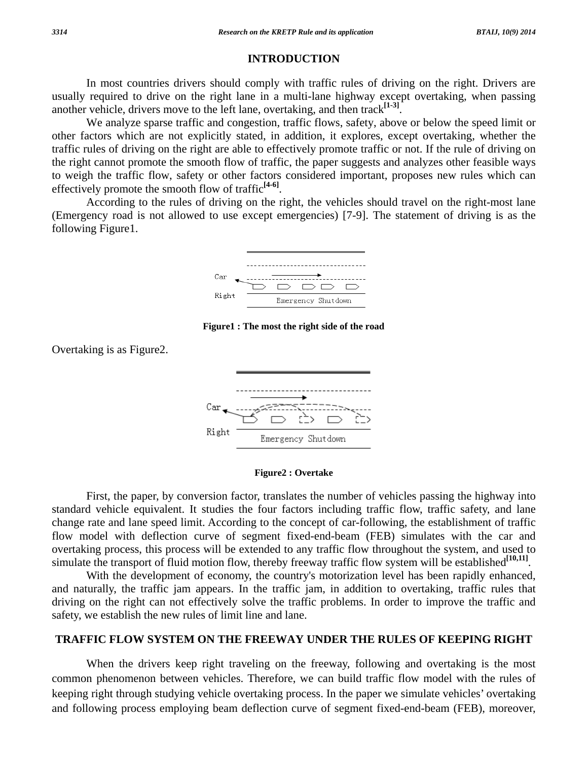## INTRODUCTION

In most countries drivers should comply with traffic rules of driving on the right. Drivers are usually required to drive on the right lane in a multi-lane highway except overtaking, when passing another vehicle, drivers move to the left lane, overtaking, and then track[1-3].

We analyze sparse traffic and congestion, traffic flows, safety, above or below the speed limit or other factors which are not explicitly stated, in addition, it explores, except overtaking, whether the traffic rules of driving on the right are able to effectively promote traffic or not. If the rule of driving on the right cannot promote the smooth flow of traffic, the paper suggests and analyzes other feasible ways to weigh the traffic flow, safety or other factors considered important, proposes new rules which can effectively promote the smooth flow of traffic[4-6].

According to the rules of driving on the right, the vehicles should travel on the right-most lane (Emergency road is not allowed to use except emergencies) [7-9]. The statement of driving is as the following Figure1.

Car

Right

Emergency Shutdown

**Figure1 : The most the right side of the road**

Overtaking is as Figure2.

Car

Right

Emergency Shutdown

**Figure2 : Overtake**

First, the paper, by conversion factor, translates the number of vehicles passing the highway into standard vehicle equivalent. It studies the four factors including traffic flow, traffic safety, and lane change rate and lane speed limit. According to the concept of car-following, the establishment of traffic flow model with deflection curve of segment fixed-end-beam (FEB) simulates with the car and overtaking process, this process will be extended to any traffic flow throughout the system, and used to simulate the transport of fluid motion flow, thereby freeway traffic flow system will be established[10,11].

With the development of economy, the country's motorization level has been rapidly enhanced, and naturally, the traffic jam appears. In the traffic jam, in addition to overtaking, traffic rules that driving on the right can not effectively solve the traffic problems. In order to improve the traffic and safety, we establish the new rules of limit line and lane.

## TRAFFIC FLOW SYSTEM ON THE FREEWAY UNDER THE RULES OF KEEPING RIGHT

When the drivers keep right traveling on the freeway, following and overtaking is the most common phenomenon between vehicles. Therefore, we can build traffic flow model with the rules of keeping right through studying vehicle overtaking process. In the paper we simulate vehicles' overtaking and following process employing beam deflection curve of segment fixed-end-beam (FEB), moreover,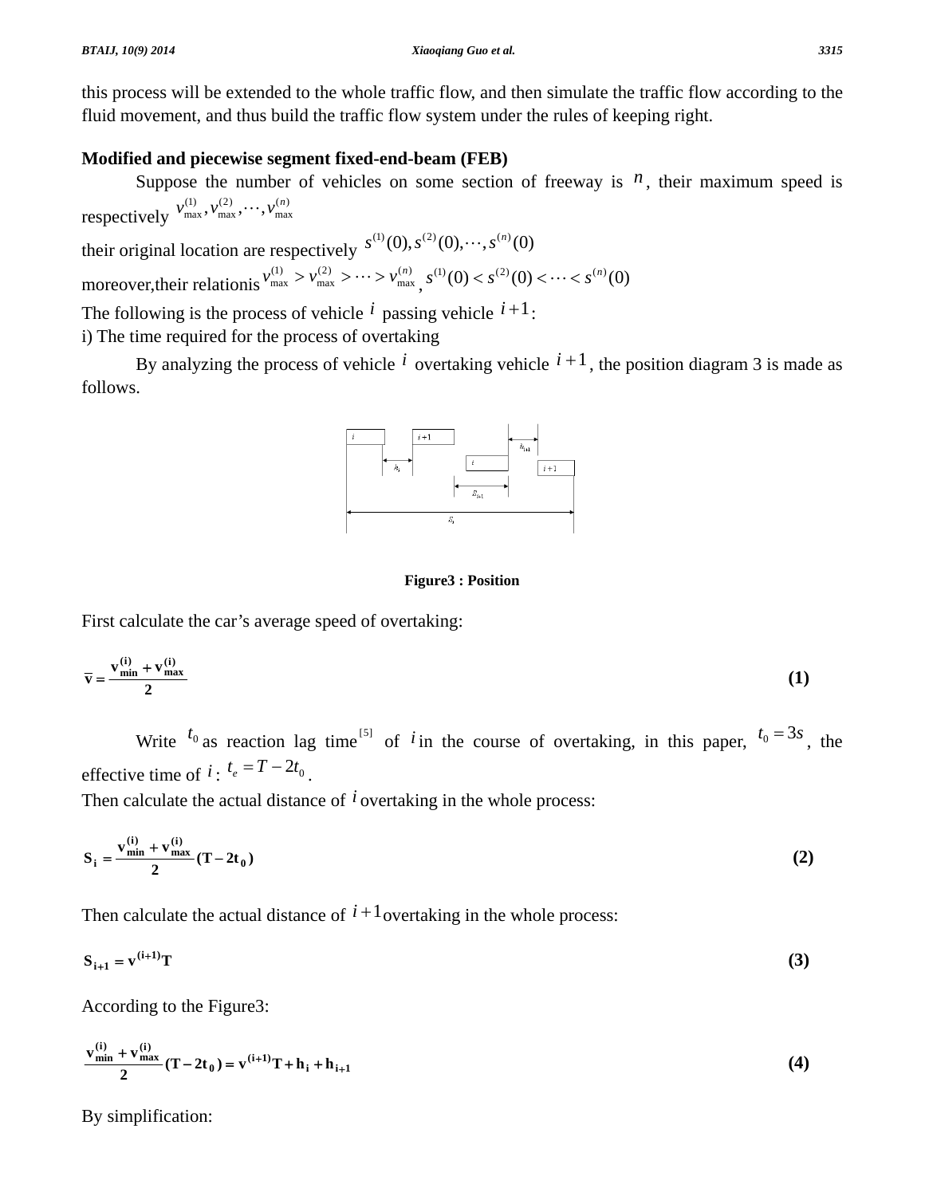this process will be extended to the whole traffic flow, and then simulate the traffic flow according to the fluid movement, and thus build the traffic flow system under the rules of keeping right.

**Modified and piecewise segment fixed-end-beam (FEB)**

Suppose the number of vehicles on some section of freeway is $n$, their maximum speed is respectively $v_{\max}^{(1)}, v_{\max}^{(2)}, \cdots, v_{\max}^{(n)}$

their original location are respectively $s^{(1)}(0), s^{(2)}(0), \cdots, s^{(n)}(0)$

moreover,their relationis $v_{\max}^{(1)} > v_{\max}^{(2)} > \cdots > v_{\max}^{(n)}$, $s^{(1)}(0) < s^{(2)}(0) < \cdots < s^{(n)}(0)$

The following is the process of vehicle $i$ passing vehicle $i+1$:

i) The time required for the process of overtaking

By analyzing the process of vehicle $i$ overtaking vehicle $i+1$, the position diagram 3 is made as follows.

**Figure3 : Position**

First calculate the car's average speed of overtaking:

$$\bar{v} = \frac{v_{\min}^{(i)} + v_{\max}^{(i)}}{2} \tag{1}$$

Write $t_0$ as reaction lag time[5] of $i$ in the course of overtaking, in this paper, $t_0 = 3s$, the effective time of $i$: $t_e = T - 2t_0$.

Then calculate the actual distance of $i$ overtaking in the whole process:

$$S_i = \frac{v_{\min}^{(i)} + v_{\max}^{(i)}}{2}(T - 2t_0) \tag{2}$$

Then calculate the actual distance of $i+1$ overtaking in the whole process:

$$S_{i+1} = v^{(i+1)}T \tag{3}$$

According to the Figure3:

$$\frac{v_{\min}^{(i)} + v_{\max}^{(i)}}{2}(T - 2t_0) = v^{(i+1)}T + h_i + h_{i+1} \tag{4}$$

By simplification: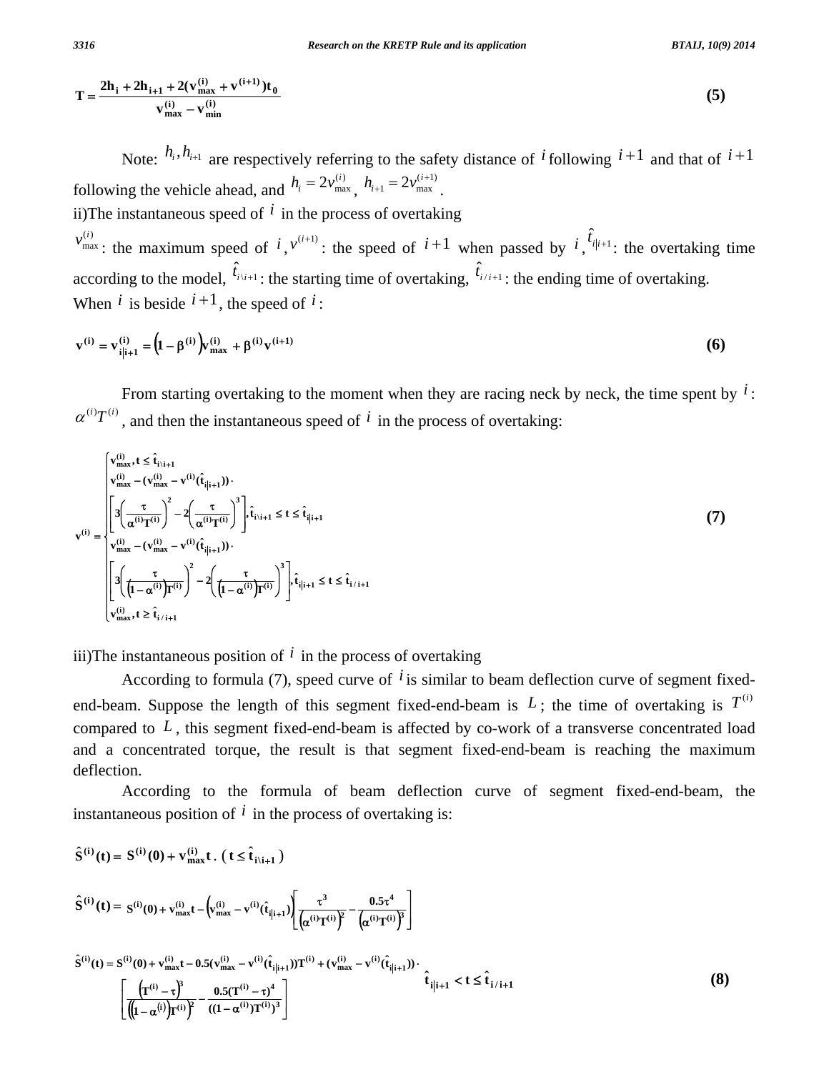$$\mathbf{T} = \frac{\mathbf{2h_i + 2h_{i+1} + 2(v_{max}^{(i)} + v^{(i+1)})t_0}}{\mathbf{v_{max}^{(i)} - v_{min}^{(i)}}} \tag{5}$$

Note: $h_i, h_{i+1}$ are respectively referring to the safety distance of $i$ following $i+1$ and that of $i+1$ following the vehicle ahead, and $h_i = 2v_{\max}^{(i)}$, $h_{i+1} = 2v_{\max}^{(i+1)}$.

ii)The instantaneous speed of $i$ in the process of overtaking

$v_{\max}^{(i)}$: the maximum speed of $i$, $v^{(i+1)}$: the speed of $i+1$ when passed by $i$, $\hat{t}_{i|i+1}$: the overtaking time according to the model, $\hat{t}_{i\backslash i+1}$: the starting time of overtaking, $\hat{t}_{i/i+1}$: the ending time of overtaking.

When $i$ is beside $i+1$, the speed of $i$:

$$\mathbf{v^{(i)} = v_{i|i+1}^{(i)} = \left(1 - \beta^{(i)}\right)v_{max}^{(i)} + \beta^{(i)}v^{(i+1)}} \tag{6}$$

From starting overtaking to the moment when they are racing neck by neck, the time spent by $i$: $\alpha^{(i)}T^{(i)}$, and then the instantaneous speed of $i$ in the process of overtaking:

$$\mathbf{v^{(i)}} = \begin{cases} \mathbf{v_{max}^{(i)}, t \le \hat{t}_{i\backslash i+1}} \\ \mathbf{v_{max}^{(i)} - (v_{max}^{(i)} - v^{(i)}(\hat{t}_{i|i+1})) \cdot} \\ \left[ 3\left(\frac{\tau}{\alpha^{(i)}T^{(i)}}\right)^2 - 2\left(\frac{\tau}{\alpha^{(i)}T^{(i)}}\right)^3 \right], \hat{t}_{i\backslash i+1} \le t \le \hat{t}_{i|i+1} \\ \mathbf{v_{max}^{(i)} - (v_{max}^{(i)} - v^{(i)}(\hat{t}_{i|i+1})) \cdot} \\ \left[ 3\left(\frac{\tau}{\left(1-\alpha^{(i)}\right)T^{(i)}}\right)^2 - 2\left(\frac{\tau}{\left(1-\alpha^{(i)}\right)T^{(i)}}\right)^3 \right], \hat{t}_{i|i+1} \le t \le \hat{t}_{i/i+1} \\ \mathbf{v_{max}^{(i)}, t \ge \hat{t}_{i/i+1}} \end{cases} \tag{7}$$

iii)The instantaneous position of $i$ in the process of overtaking

According to formula (7), speed curve of $i$ is similar to beam deflection curve of segment fixed-end-beam. Suppose the length of this segment fixed-end-beam is $L$; the time of overtaking is $T^{(i)}$ compared to $L$, this segment fixed-end-beam is affected by co-work of a transverse concentrated load and a concentrated torque, the result is that segment fixed-end-beam is reaching the maximum deflection.

According to the formula of beam deflection curve of segment fixed-end-beam, the instantaneous position of $i$ in the process of overtaking is:

$$\mathbf{\hat{S}^{(i)}(t) = S^{(i)}(0) + v_{max}^{(i)}t}\ .\ (\mathbf{t \le \hat{t}_{i\backslash i+1}})$$

$$\mathbf{\hat{S}^{(i)}(t) = S^{(i)}(0) + v_{max}^{(i)}t - \left(v_{max}^{(i)} - v^{(i)}(\hat{t}_{i|i+1})\right)\left[\frac{\tau^3}{\left(\alpha^{(i)}T^{(i)}\right)^2} - \frac{0.5\tau^4}{\left(\alpha^{(i)}T^{(i)}\right)^3}\right]}$$

$$\mathbf{\hat{S}^{(i)}(t) = S^{(i)}(0) + v_{max}^{(i)}t - 0.5(v_{max}^{(i)} - v^{(i)}(\hat{t}_{i|i+1}))T^{(i)} + (v_{max}^{(i)} - v^{(i)}(\hat{t}_{i|i+1})) \cdot} \left[\frac{\left(T^{(i)}-\tau\right)^3}{\left(\left(1-\alpha^{(i)}\right)T^{(i)}\right)^2} - \frac{0.5(T^{(i)}-\tau)^4}{((1-\alpha^{(i)})T^{(i)})^3}\right] \quad \mathbf{\hat{t}_{i|i+1} < t \le \hat{t}_{i/i+1}} \tag{8}$$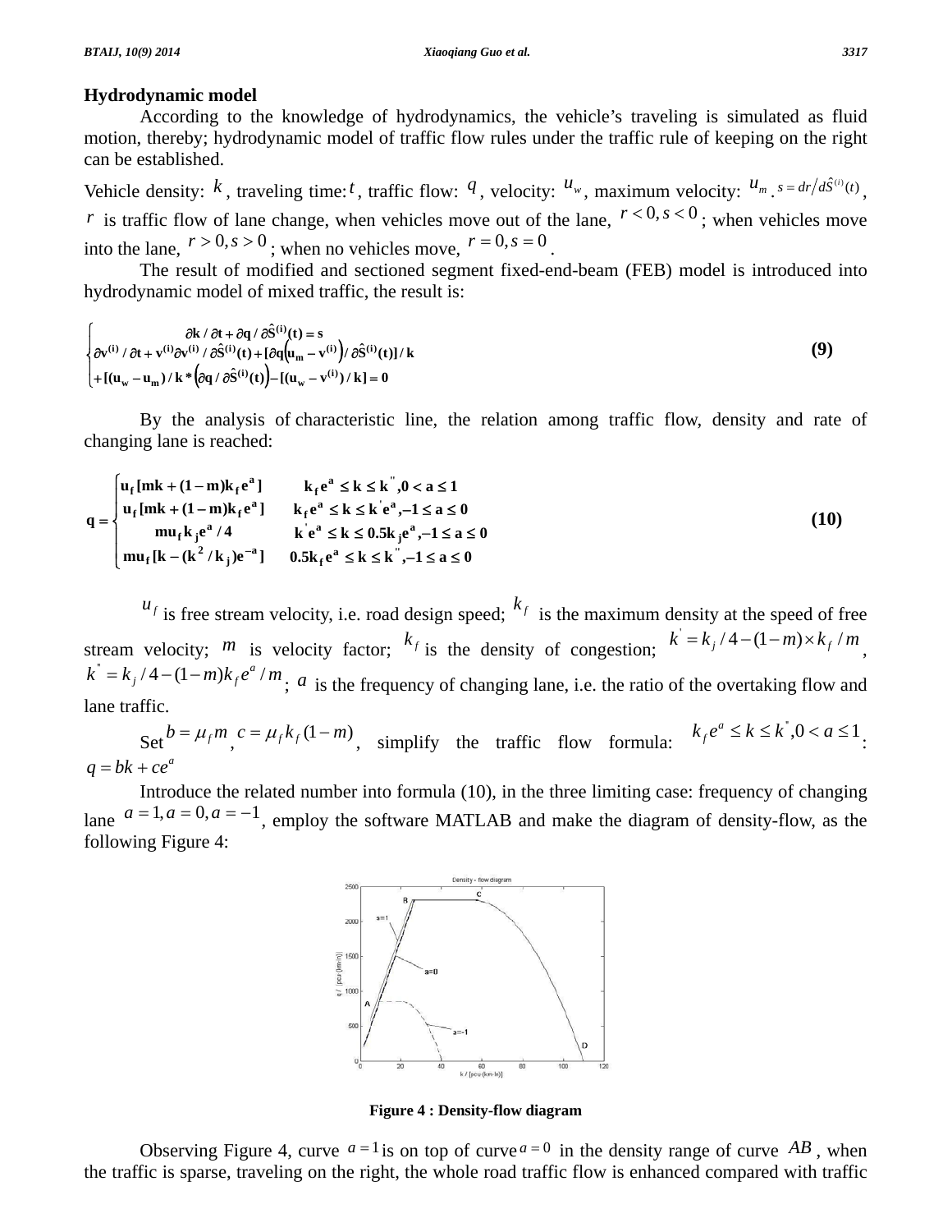**Hydrodynamic model**

According to the knowledge of hydrodynamics, the vehicle's traveling is simulated as fluid motion, thereby; hydrodynamic model of traffic flow rules under the traffic rule of keeping on the right can be established.

Vehicle density: $k$, traveling time: $t$, traffic flow: $q$, velocity: $u_w$, maximum velocity: $u_m$. $s = dr/d\hat{S}^{(i)}(t)$, $r$ is traffic flow of lane change, when vehicles move out of the lane, $r < 0, s < 0$; when vehicles move into the lane, $r > 0, s > 0$; when no vehicles move, $r = 0, s = 0$.

The result of modified and sectioned segment fixed-end-beam (FEB) model is introduced into hydrodynamic model of mixed traffic, the result is:

$$\begin{cases} \partial k / \partial t + \partial q / \partial \hat{S}^{(i)}(t) = s \\ \partial v^{(i)} / \partial t + v^{(i)} \partial v^{(i)} / \partial \hat{S}^{(i)}(t) + [\partial q\left(u_m - v^{(i)}\right) / \partial \hat{S}^{(i)}(t)] / k \\ + [(u_w - u_m) / k * \left(\partial q / \partial \hat{S}^{(i)}(t)\right) - [(u_w - v^{(i)}) / k] = 0 \end{cases} \tag{9}$$

By the analysis of characteristic line, the relation among traffic flow, density and rate of changing lane is reached:

$$q = \begin{cases} u_f [mk + (1-m) k_f e^a] & k_f e^a \le k \le k^{''}, 0 < a \le 1 \\ u_f [mk + (1-m) k_f e^a] & k_f e^a \le k \le k^{'} e^a, -1 \le a \le 0 \\ m u_f k_j e^a / 4 & k^{'} e^a \le k \le 0.5 k_j e^a, -1 \le a \le 0 \\ m u_f [k - (k^2 / k_j) e^{-a}] & 0.5 k_f e^a \le k \le k^{''}, -1 \le a \le 0 \end{cases} \tag{10}$$

$u_f$ is free stream velocity, i.e. road design speed; $k_f$ is the maximum density at the speed of free stream velocity; $m$ is velocity factor; $k_f$ is the density of congestion; $k^{'} = k_j / 4 - (1-m) \times k_f / m$, $k^{''} = k_j / 4 - (1-m) k_f e^a / m$; $a$ is the frequency of changing lane, i.e. the ratio of the overtaking flow and lane traffic.

Set $b = \mu_f m$, $c = \mu_f k_f (1-m)$, simplify the traffic flow formula: $k_f e^a \le k \le k^{''}, 0 < a \le 1$: $q = bk + ce^a$

Introduce the related number into formula (10), in the three limiting case: frequency of changing lane $a = 1, a = 0, a = -1$, employ the software MATLAB and make the diagram of density-flow, as the following Figure 4:

Density - flow diagram

2500
2000
1500
1000
500
0
q / [pcu/(km·h)]
0 20 40 60 80 100 120
k / [pcu/(km·h)]
A B C D
a=1
a=0
a=-1

Figure 4 : Density-flow diagram

Observing Figure 4, curve $a = 1$ is on top of curve $a = 0$ in the density range of curve $AB$, when the traffic is sparse, traveling on the right, the whole road traffic flow is enhanced compared with traffic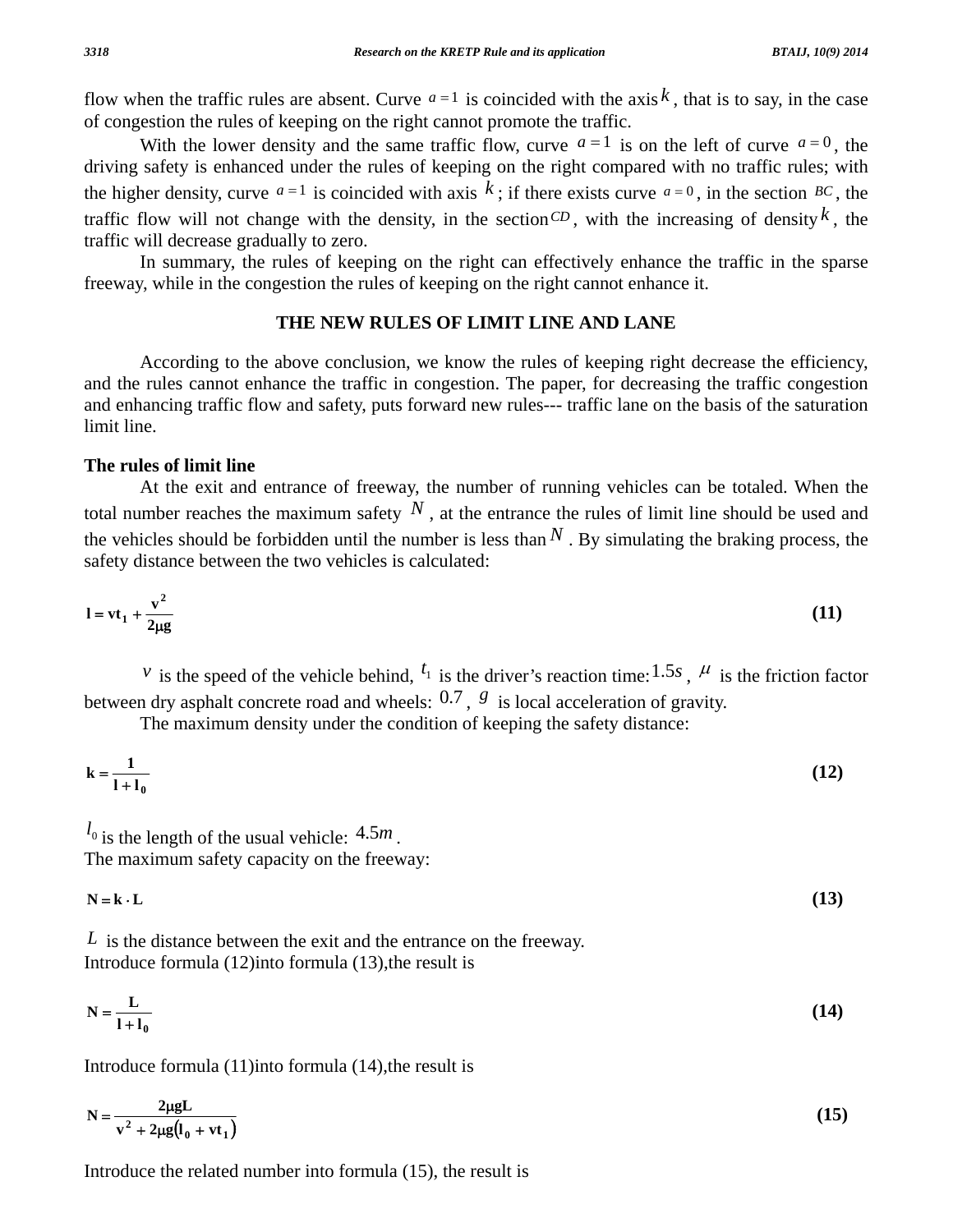flow when the traffic rules are absent. Curve $a=1$ is coincided with the axis $k$, that is to say, in the case of congestion the rules of keeping on the right cannot promote the traffic.

With the lower density and the same traffic flow, curve $a=1$ is on the left of curve $a=0$, the driving safety is enhanced under the rules of keeping on the right compared with no traffic rules; with the higher density, curve $a=1$ is coincided with axis $k$; if there exists curve $a=0$, in the section $BC$, the traffic flow will not change with the density, in the section $CD$, with the increasing of density $k$, the traffic will decrease gradually to zero.

In summary, the rules of keeping on the right can effectively enhance the traffic in the sparse freeway, while in the congestion the rules of keeping on the right cannot enhance it.

## THE NEW RULES OF LIMIT LINE AND LANE

According to the above conclusion, we know the rules of keeping right decrease the efficiency, and the rules cannot enhance the traffic in congestion. The paper, for decreasing the traffic congestion and enhancing traffic flow and safety, puts forward new rules--- traffic lane on the basis of the saturation limit line.

### The rules of limit line

At the exit and entrance of freeway, the number of running vehicles can be totaled. When the total number reaches the maximum safety $N$, at the entrance the rules of limit line should be used and the vehicles should be forbidden until the number is less than $N$. By simulating the braking process, the safety distance between the two vehicles is calculated:

$$l = vt_1 + \frac{v^2}{2\mu g} \tag{11}$$

$v$ is the speed of the vehicle behind, $t_1$ is the driver's reaction time: $1.5s$, $\mu$ is the friction factor between dry asphalt concrete road and wheels: $0.7$, $g$ is local acceleration of gravity.

The maximum density under the condition of keeping the safety distance:

$$k = \frac{1}{l + l_0} \tag{12}$$

$l_0$ is the length of the usual vehicle: $4.5m$.

The maximum safety capacity on the freeway:

$$N = k \cdot L \tag{13}$$

$L$ is the distance between the exit and the entrance on the freeway.

Introduce formula (12)into formula (13),the result is

$$N = \frac{L}{l + l_0} \tag{14}$$

Introduce formula (11)into formula (14),the result is

$$N = \frac{2\mu g L}{v^2 + 2\mu g(l_0 + vt_1)} \tag{15}$$

Introduce the related number into formula (15), the result is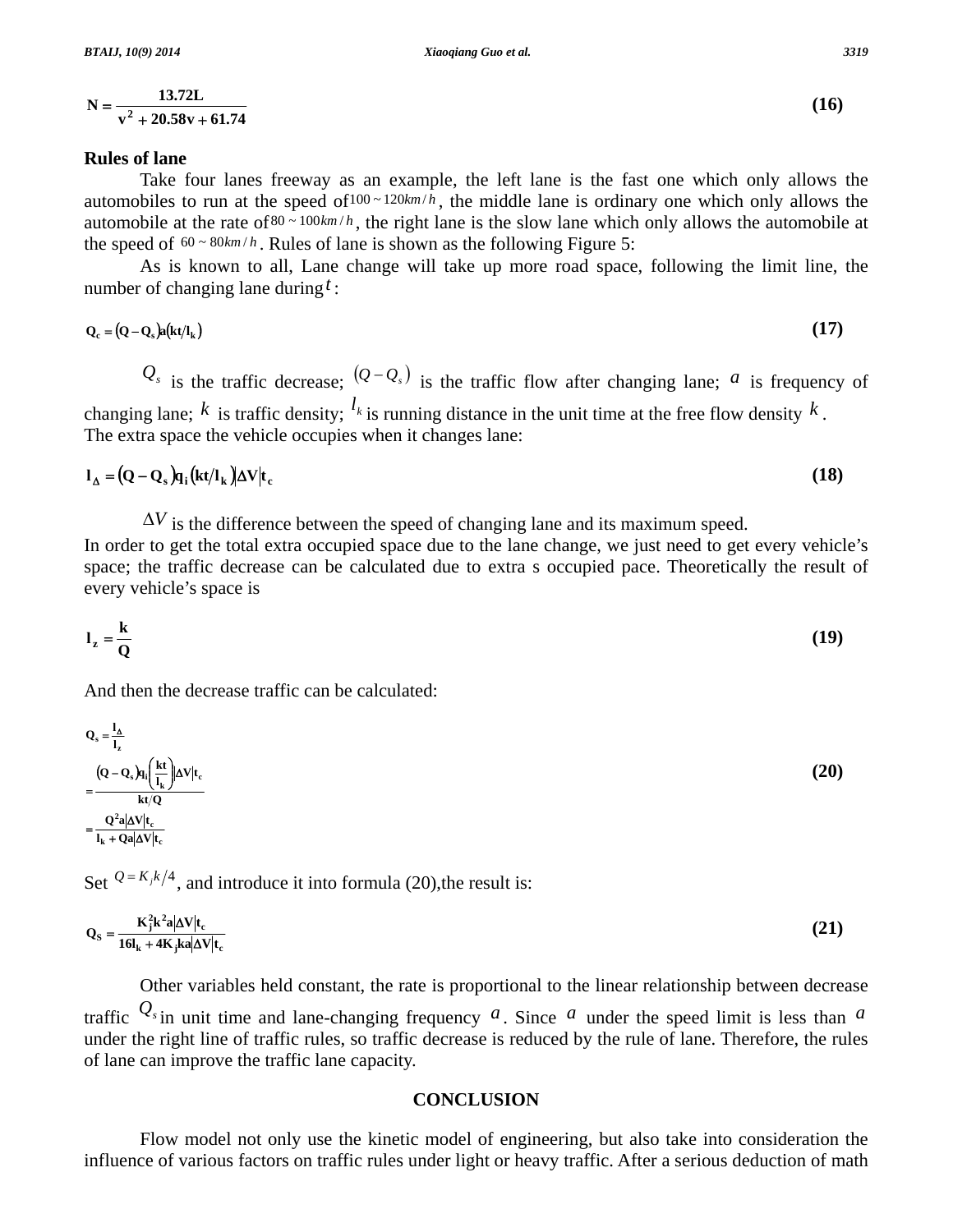$$\mathbf{N = \frac{13.72L}{v^2 + 20.58v + 61.74}} \tag{16}$$

**Rules of lane**

Take four lanes freeway as an example, the left lane is the fast one which only allows the automobiles to run at the speed of $100 \sim 120 km/h$, the middle lane is ordinary one which only allows the automobile at the rate of $80 \sim 100 km/h$, the right lane is the slow lane which only allows the automobile at the speed of $60 \sim 80 km/h$. Rules of lane is shown as the following Figure 5:

As is known to all, Lane change will take up more road space, following the limit line, the number of changing lane during $t$:

$$\mathbf{Q_c = (Q - Q_s)a(kt/l_k)} \tag{17}$$

$Q_s$ is the traffic decrease; $(Q - Q_s)$ is the traffic flow after changing lane; $a$ is frequency of changing lane; $k$ is traffic density; $l_k$ is running distance in the unit time at the free flow density $k$.
The extra space the vehicle occupies when it changes lane:

$$\mathbf{l_\Delta = (Q - Q_s)q_i(kt/l_k)|\Delta V|t_c} \tag{18}$$

$\Delta V$ is the difference between the speed of changing lane and its maximum speed.
In order to get the total extra occupied space due to the lane change, we just need to get every vehicle's space; the traffic decrease can be calculated due to extra s occupied pace. Theoretically the result of every vehicle's space is

$$\mathbf{l_z = \frac{k}{Q}} \tag{19}$$

And then the decrease traffic can be calculated:

$$\begin{aligned} \mathbf{Q_s} &= \mathbf{\frac{l_\Delta}{l_z}} \\ &= \mathbf{\frac{(Q - Q_s)q_i\left(\frac{kt}{l_k}\right)|\Delta V|t_c}{kt/Q}} \\ &= \mathbf{\frac{Q^2 a|\Delta V|t_c}{l_k + Qa|\Delta V|t_c}} \end{aligned} \tag{20}$$

Set $Q = K_j k/4$, and introduce it into formula (20),the result is:

$$\mathbf{Q_S = \frac{K_j^2 k^2 a|\Delta V|t_c}{16l_k + 4K_j ka|\Delta V|t_c}} \tag{21}$$

Other variables held constant, the rate is proportional to the linear relationship between decrease traffic $Q_s$ in unit time and lane-changing frequency $a$. Since $a$ under the speed limit is less than $a$ under the right line of traffic rules, so traffic decrease is reduced by the rule of lane. Therefore, the rules of lane can improve the traffic lane capacity.

## CONCLUSION

Flow model not only use the kinetic model of engineering, but also take into consideration the influence of various factors on traffic rules under light or heavy traffic. After a serious deduction of math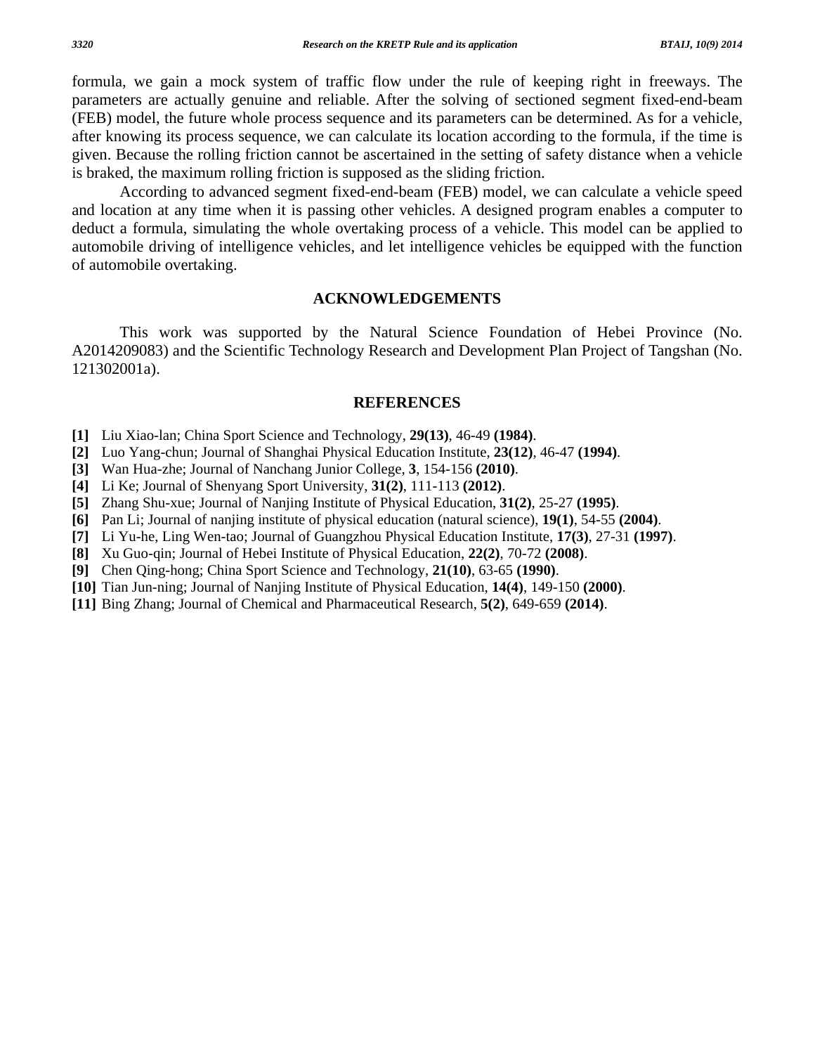formula, we gain a mock system of traffic flow under the rule of keeping right in freeways. The parameters are actually genuine and reliable. After the solving of sectioned segment fixed-end-beam (FEB) model, the future whole process sequence and its parameters can be determined. As for a vehicle, after knowing its process sequence, we can calculate its location according to the formula, if the time is given. Because the rolling friction cannot be ascertained in the setting of safety distance when a vehicle is braked, the maximum rolling friction is supposed as the sliding friction.

According to advanced segment fixed-end-beam (FEB) model, we can calculate a vehicle speed and location at any time when it is passing other vehicles. A designed program enables a computer to deduct a formula, simulating the whole overtaking process of a vehicle. This model can be applied to automobile driving of intelligence vehicles, and let intelligence vehicles be equipped with the function of automobile overtaking.

## ACKNOWLEDGEMENTS

This work was supported by the Natural Science Foundation of Hebei Province (No. A2014209083) and the Scientific Technology Research and Development Plan Project of Tangshan (No. 121302001a).

## REFERENCES

- **[1]** Liu Xiao-lan; China Sport Science and Technology, **29(13)**, 46-49 **(1984)**.
- **[2]** Luo Yang-chun; Journal of Shanghai Physical Education Institute, **23(12)**, 46-47 **(1994)**.
- **[3]** Wan Hua-zhe; Journal of Nanchang Junior College, **3**, 154-156 **(2010)**.
- **[4]** Li Ke; Journal of Shenyang Sport University, **31(2)**, 111-113 **(2012)**.
- **[5]** Zhang Shu-xue; Journal of Nanjing Institute of Physical Education, **31(2)**, 25-27 **(1995)**.
- **[6]** Pan Li; Journal of nanjing institute of physical education (natural science), **19(1)**, 54-55 **(2004)**.
- **[7]** Li Yu-he, Ling Wen-tao; Journal of Guangzhou Physical Education Institute, **17(3)**, 27-31 **(1997)**.
- **[8]** Xu Guo-qin; Journal of Hebei Institute of Physical Education, **22(2)**, 70-72 **(2008)**.
- **[9]** Chen Qing-hong; China Sport Science and Technology, **21(10)**, 63-65 **(1990)**.
- **[10]** Tian Jun-ning; Journal of Nanjing Institute of Physical Education, **14(4)**, 149-150 **(2000)**.
- **[11]** Bing Zhang; Journal of Chemical and Pharmaceutical Research, **5(2)**, 649-659 **(2014)**.